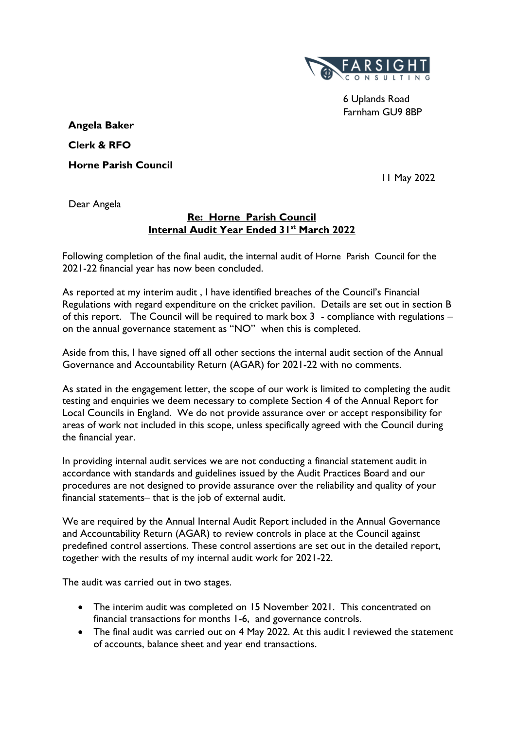6 Uplands Road
Farnham GU9 8BP

**Angela Baker**

**Clerk & RFO**

**Horne Parish Council**

11 May 2022

Dear Angela

**Re: Horne Parish Council**
**Internal Audit Year Ended 31st March 2022**

Following completion of the final audit, the internal audit of Horne Parish Council for the 2021-22 financial year has now been concluded.

As reported at my interim audit , I have identified breaches of the Council's Financial Regulations with regard expenditure on the cricket pavilion. Details are set out in section B of this report. The Council will be required to mark box 3 - compliance with regulations – on the annual governance statement as "NO" when this is completed.

Aside from this, I have signed off all other sections the internal audit section of the Annual Governance and Accountability Return (AGAR) for 2021-22 with no comments.

As stated in the engagement letter, the scope of our work is limited to completing the audit testing and enquiries we deem necessary to complete Section 4 of the Annual Report for Local Councils in England. We do not provide assurance over or accept responsibility for areas of work not included in this scope, unless specifically agreed with the Council during the financial year.

In providing internal audit services we are not conducting a financial statement audit in accordance with standards and guidelines issued by the Audit Practices Board and our procedures are not designed to provide assurance over the reliability and quality of your financial statements– that is the job of external audit.

We are required by the Annual Internal Audit Report included in the Annual Governance and Accountability Return (AGAR) to review controls in place at the Council against predefined control assertions. These control assertions are set out in the detailed report, together with the results of my internal audit work for 2021-22.

The audit was carried out in two stages.

- The interim audit was completed on 15 November 2021. This concentrated on financial transactions for months 1-6, and governance controls.
- The final audit was carried out on 4 May 2022. At this audit I reviewed the statement of accounts, balance sheet and year end transactions.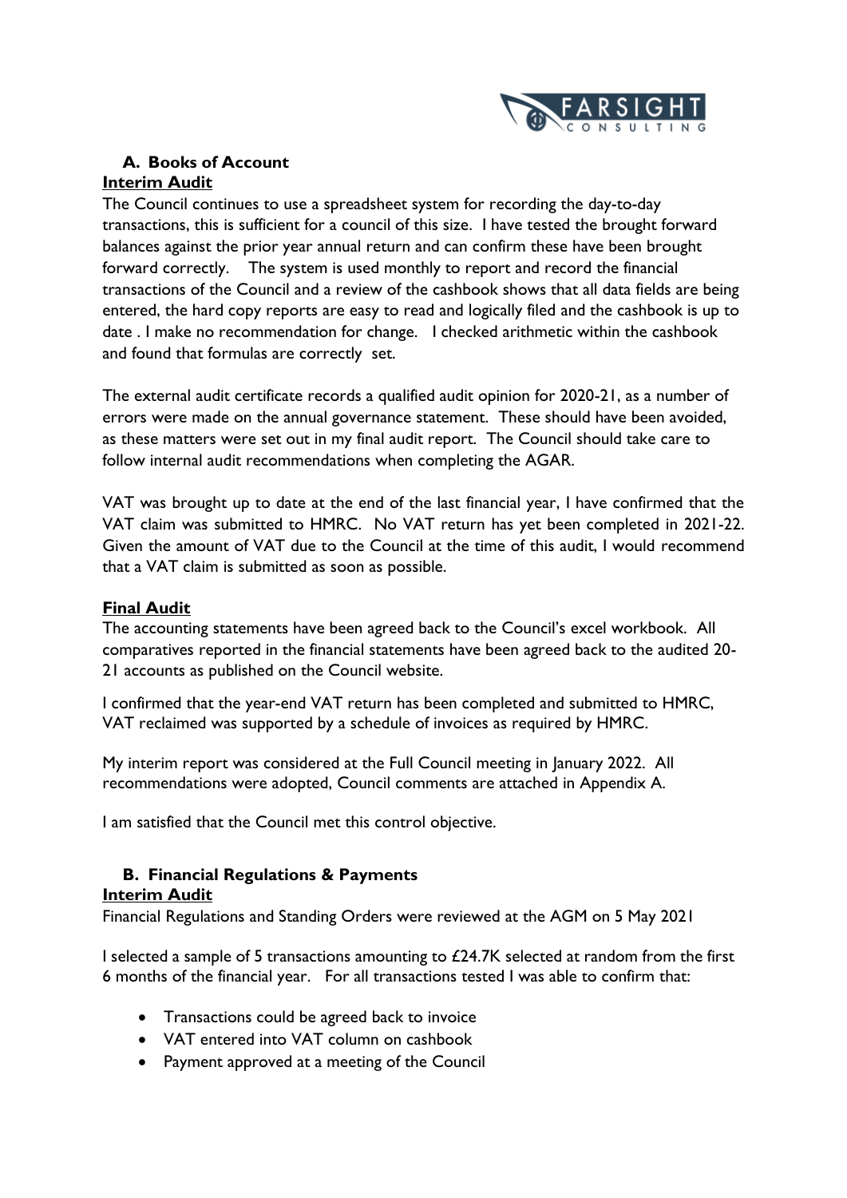## A. Books of Account

**Interim Audit**

The Council continues to use a spreadsheet system for recording the day-to-day transactions, this is sufficient for a council of this size. I have tested the brought forward balances against the prior year annual return and can confirm these have been brought forward correctly. The system is used monthly to report and record the financial transactions of the Council and a review of the cashbook shows that all data fields are being entered, the hard copy reports are easy to read and logically filed and the cashbook is up to date . I make no recommendation for change. I checked arithmetic within the cashbook and found that formulas are correctly set.

The external audit certificate records a qualified audit opinion for 2020-21, as a number of errors were made on the annual governance statement. These should have been avoided, as these matters were set out in my final audit report. The Council should take care to follow internal audit recommendations when completing the AGAR.

VAT was brought up to date at the end of the last financial year, I have confirmed that the VAT claim was submitted to HMRC. No VAT return has yet been completed in 2021-22. Given the amount of VAT due to the Council at the time of this audit, I would recommend that a VAT claim is submitted as soon as possible.

**Final Audit**

The accounting statements have been agreed back to the Council's excel workbook. All comparatives reported in the financial statements have been agreed back to the audited 20-21 accounts as published on the Council website.

I confirmed that the year-end VAT return has been completed and submitted to HMRC, VAT reclaimed was supported by a schedule of invoices as required by HMRC.

My interim report was considered at the Full Council meeting in January 2022. All recommendations were adopted, Council comments are attached in Appendix A.

I am satisfied that the Council met this control objective.

## B. Financial Regulations & Payments

**Interim Audit**

Financial Regulations and Standing Orders were reviewed at the AGM on 5 May 2021

I selected a sample of 5 transactions amounting to £24.7K selected at random from the first 6 months of the financial year. For all transactions tested I was able to confirm that:

- Transactions could be agreed back to invoice
- VAT entered into VAT column on cashbook
- Payment approved at a meeting of the Council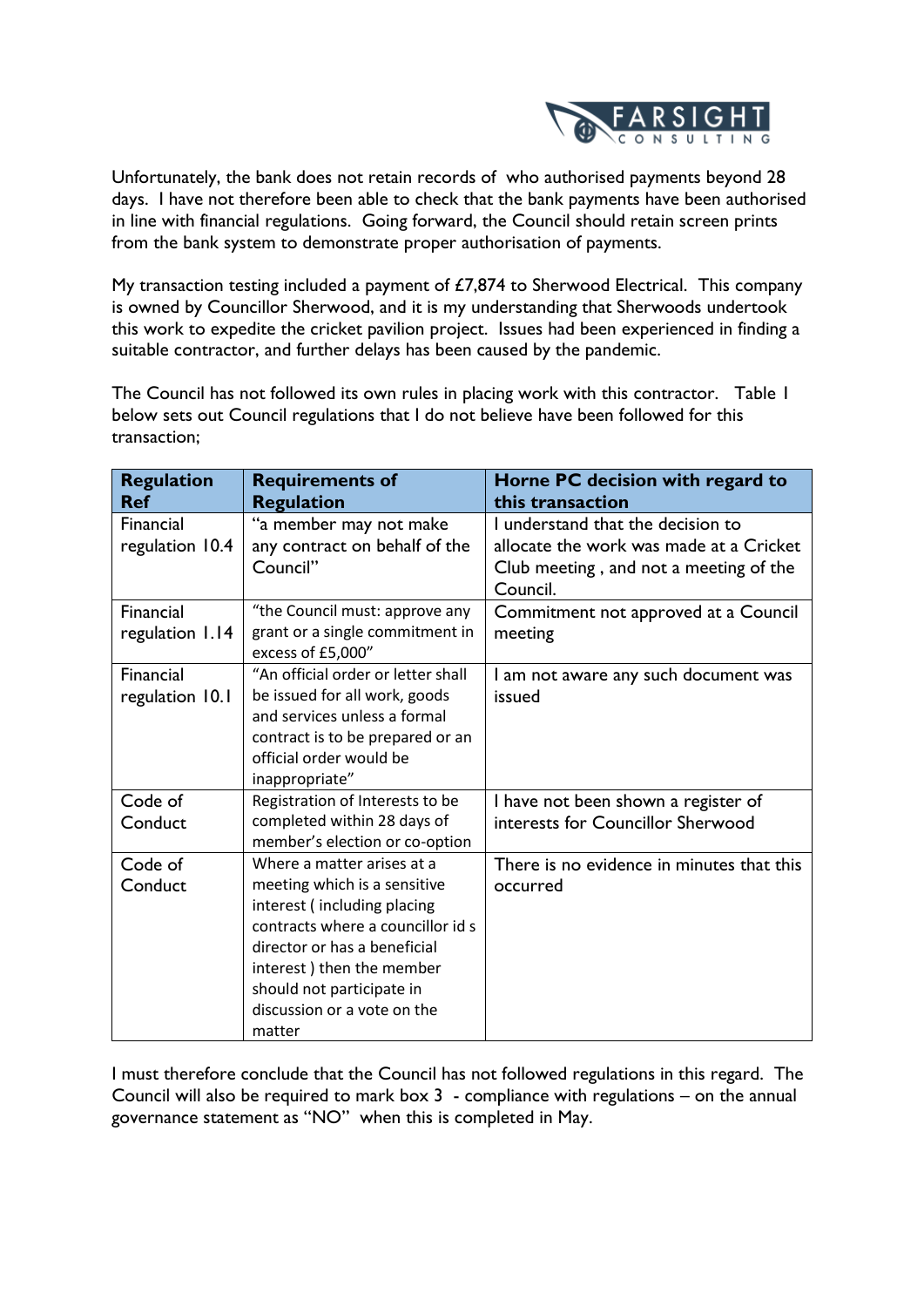Unfortunately, the bank does not retain records of who authorised payments beyond 28 days. I have not therefore been able to check that the bank payments have been authorised in line with financial regulations. Going forward, the Council should retain screen prints from the bank system to demonstrate proper authorisation of payments.

My transaction testing included a payment of £7,874 to Sherwood Electrical. This company is owned by Councillor Sherwood, and it is my understanding that Sherwoods undertook this work to expedite the cricket pavilion project. Issues had been experienced in finding a suitable contractor, and further delays has been caused by the pandemic.

The Council has not followed its own rules in placing work with this contractor. Table 1 below sets out Council regulations that I do not believe have been followed for this transaction;

| Regulation Ref | Requirements of Regulation | Horne PC decision with regard to this transaction |
|---|---|---|
| Financial regulation 10.4 | "a member may not make any contract on behalf of the Council" | I understand that the decision to allocate the work was made at a Cricket Club meeting , and not a meeting of the Council. |
| Financial regulation 1.14 | "the Council must: approve any grant or a single commitment in excess of £5,000" | Commitment not approved at a Council meeting |
| Financial regulation 10.1 | "An official order or letter shall be issued for all work, goods and services unless a formal contract is to be prepared or an official order would be inappropriate" | I am not aware any such document was issued |
| Code of Conduct | Registration of Interests to be completed within 28 days of member's election or co-option | I have not been shown a register of interests for Councillor Sherwood |
| Code of Conduct | Where a matter arises at a meeting which is a sensitive interest ( including placing contracts where a councillor id s director or has a beneficial interest ) then the member should not participate in discussion or a vote on the matter | There is no evidence in minutes that this occurred |

I must therefore conclude that the Council has not followed regulations in this regard. The Council will also be required to mark box 3 - compliance with regulations – on the annual governance statement as "NO" when this is completed in May.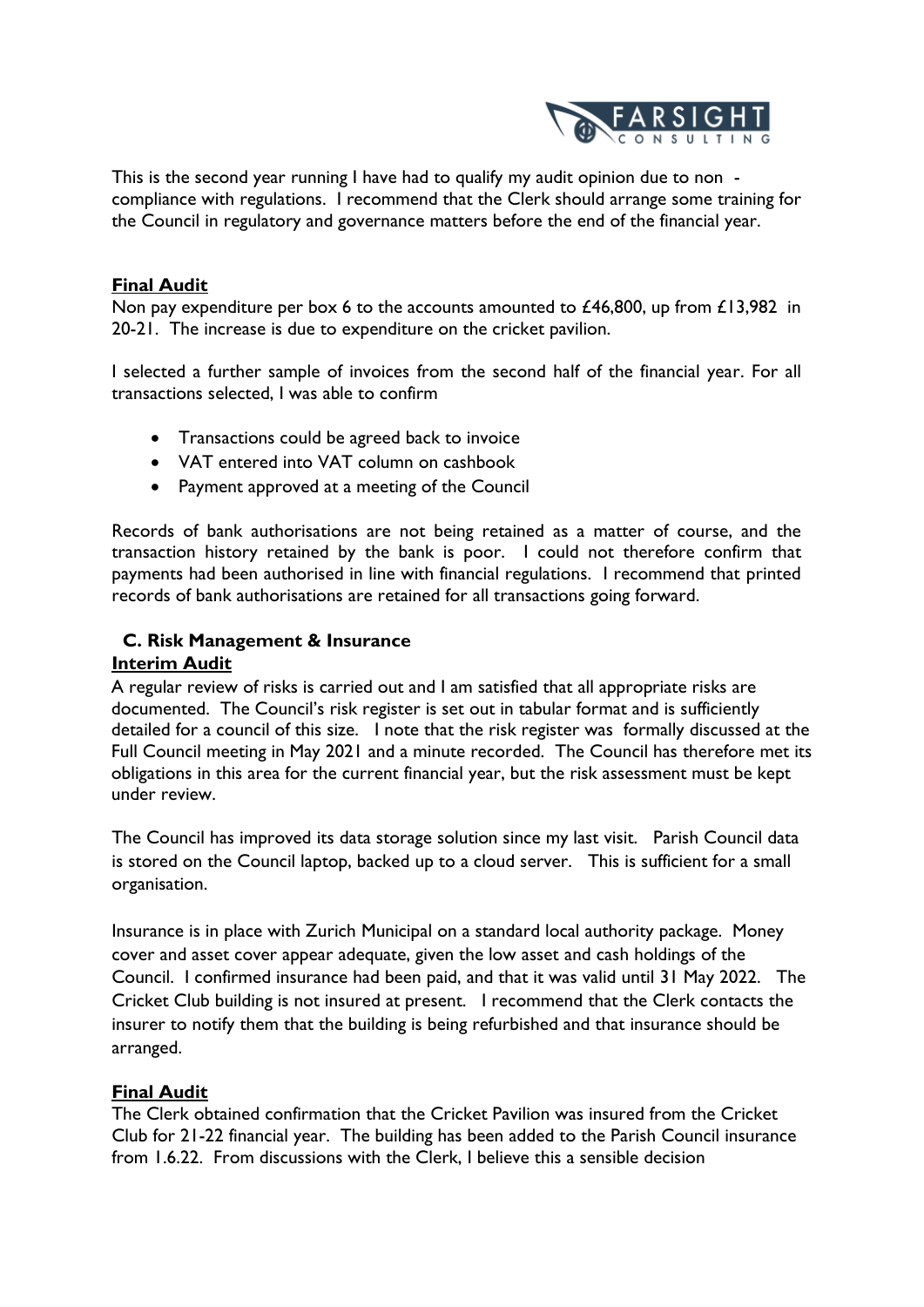This is the second year running I have had to qualify my audit opinion due to non - compliance with regulations. I recommend that the Clerk should arrange some training for the Council in regulatory and governance matters before the end of the financial year.

**Final Audit**

Non pay expenditure per box 6 to the accounts amounted to £46,800, up from £13,982 in 20-21. The increase is due to expenditure on the cricket pavilion.

I selected a further sample of invoices from the second half of the financial year. For all transactions selected, I was able to confirm

- Transactions could be agreed back to invoice
- VAT entered into VAT column on cashbook
- Payment approved at a meeting of the Council

Records of bank authorisations are not being retained as a matter of course, and the transaction history retained by the bank is poor. I could not therefore confirm that payments had been authorised in line with financial regulations. I recommend that printed records of bank authorisations are retained for all transactions going forward.

### C. Risk Management & Insurance

**Interim Audit**

A regular review of risks is carried out and I am satisfied that all appropriate risks are documented. The Council's risk register is set out in tabular format and is sufficiently detailed for a council of this size. I note that the risk register was formally discussed at the Full Council meeting in May 2021 and a minute recorded. The Council has therefore met its obligations in this area for the current financial year, but the risk assessment must be kept under review.

The Council has improved its data storage solution since my last visit. Parish Council data is stored on the Council laptop, backed up to a cloud server. This is sufficient for a small organisation.

Insurance is in place with Zurich Municipal on a standard local authority package. Money cover and asset cover appear adequate, given the low asset and cash holdings of the Council. I confirmed insurance had been paid, and that it was valid until 31 May 2022. The Cricket Club building is not insured at present. I recommend that the Clerk contacts the insurer to notify them that the building is being refurbished and that insurance should be arranged.

**Final Audit**

The Clerk obtained confirmation that the Cricket Pavilion was insured from the Cricket Club for 21-22 financial year. The building has been added to the Parish Council insurance from 1.6.22. From discussions with the Clerk, I believe this a sensible decision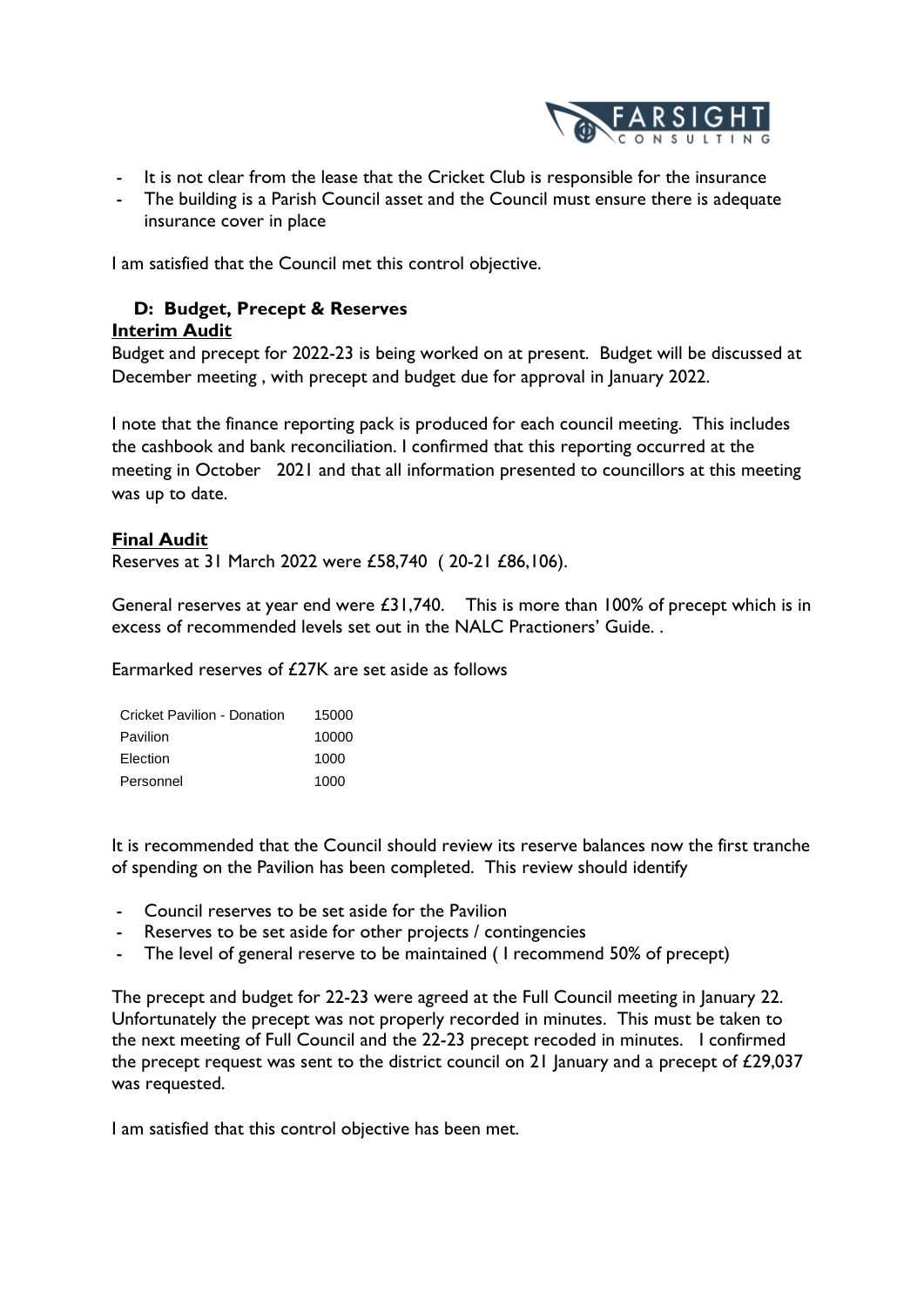- It is not clear from the lease that the Cricket Club is responsible for the insurance
- The building is a Parish Council asset and the Council must ensure there is adequate insurance cover in place

I am satisfied that the Council met this control objective.

### D: Budget, Precept & Reserves

**Interim Audit**

Budget and precept for 2022-23 is being worked on at present. Budget will be discussed at December meeting , with precept and budget due for approval in January 2022.

I note that the finance reporting pack is produced for each council meeting. This includes the cashbook and bank reconciliation. I confirmed that this reporting occurred at the meeting in October 2021 and that all information presented to councillors at this meeting was up to date.

**Final Audit**

Reserves at 31 March 2022 were £58,740 ( 20-21 £86,106).

General reserves at year end were £31,740. This is more than 100% of precept which is in excess of recommended levels set out in the NALC Practioners' Guide. .

Earmarked reserves of £27K are set aside as follows

| | |
|---|---|
| Cricket Pavilion - Donation | 15000 |
| Pavilion | 10000 |
| Election | 1000 |
| Personnel | 1000 |

It is recommended that the Council should review its reserve balances now the first tranche of spending on the Pavilion has been completed. This review should identify

- Council reserves to be set aside for the Pavilion
- Reserves to be set aside for other projects / contingencies
- The level of general reserve to be maintained ( I recommend 50% of precept)

The precept and budget for 22-23 were agreed at the Full Council meeting in January 22. Unfortunately the precept was not properly recorded in minutes. This must be taken to the next meeting of Full Council and the 22-23 precept recoded in minutes. I confirmed the precept request was sent to the district council on 21 January and a precept of £29,037 was requested.

I am satisfied that this control objective has been met.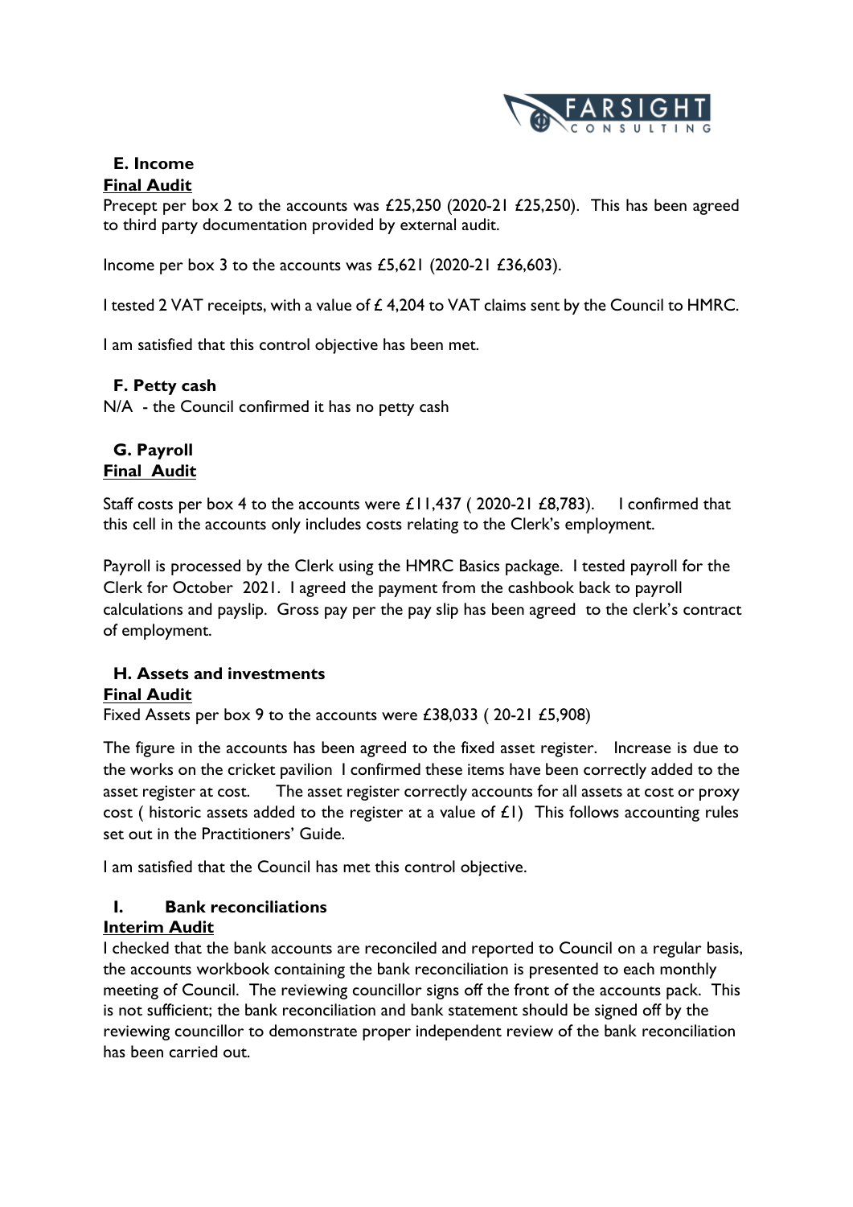## E. Income

**Final Audit**

Precept per box 2 to the accounts was £25,250 (2020-21 £25,250). This has been agreed to third party documentation provided by external audit.

Income per box 3 to the accounts was £5,621 (2020-21 £36,603).

I tested 2 VAT receipts, with a value of £ 4,204 to VAT claims sent by the Council to HMRC.

I am satisfied that this control objective has been met.

## F. Petty cash

N/A - the Council confirmed it has no petty cash

## G. Payroll

**Final Audit**

Staff costs per box 4 to the accounts were £11,437 ( 2020-21 £8,783). I confirmed that this cell in the accounts only includes costs relating to the Clerk's employment.

Payroll is processed by the Clerk using the HMRC Basics package. I tested payroll for the Clerk for October 2021. I agreed the payment from the cashbook back to payroll calculations and payslip. Gross pay per the pay slip has been agreed to the clerk's contract of employment.

## H. Assets and investments

**Final Audit**

Fixed Assets per box 9 to the accounts were £38,033 ( 20-21 £5,908)

The figure in the accounts has been agreed to the fixed asset register. Increase is due to the works on the cricket pavilion I confirmed these items have been correctly added to the asset register at cost. The asset register correctly accounts for all assets at cost or proxy cost ( historic assets added to the register at a value of £1) This follows accounting rules set out in the Practitioners' Guide.

I am satisfied that the Council has met this control objective.

## I. Bank reconciliations

**Interim Audit**

I checked that the bank accounts are reconciled and reported to Council on a regular basis, the accounts workbook containing the bank reconciliation is presented to each monthly meeting of Council. The reviewing councillor signs off the front of the accounts pack. This is not sufficient; the bank reconciliation and bank statement should be signed off by the reviewing councillor to demonstrate proper independent review of the bank reconciliation has been carried out.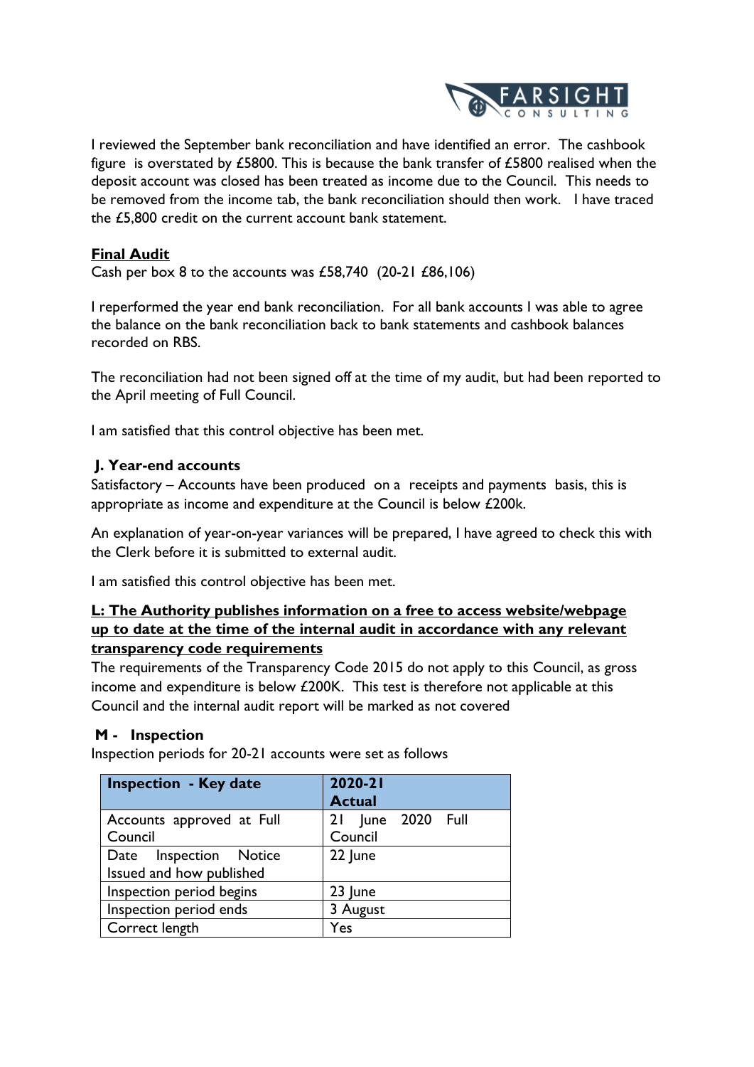I reviewed the September bank reconciliation and have identified an error. The cashbook figure is overstated by £5800. This is because the bank transfer of £5800 realised when the deposit account was closed has been treated as income due to the Council. This needs to be removed from the income tab, the bank reconciliation should then work. I have traced the £5,800 credit on the current account bank statement.

**Final Audit**

Cash per box 8 to the accounts was £58,740 (20-21 £86,106)

I reperformed the year end bank reconciliation. For all bank accounts I was able to agree the balance on the bank reconciliation back to bank statements and cashbook balances recorded on RBS.

The reconciliation had not been signed off at the time of my audit, but had been reported to the April meeting of Full Council.

I am satisfied that this control objective has been met.

### J. Year-end accounts

Satisfactory – Accounts have been produced on a receipts and payments basis, this is appropriate as income and expenditure at the Council is below £200k.

An explanation of year-on-year variances will be prepared, I have agreed to check this with the Clerk before it is submitted to external audit.

I am satisfied this control objective has been met.

### L: The Authority publishes information on a free to access website/webpage up to date at the time of the internal audit in accordance with any relevant transparency code requirements

The requirements of the Transparency Code 2015 do not apply to this Council, as gross income and expenditure is below £200K. This test is therefore not applicable at this Council and the internal audit report will be marked as not covered

### M - Inspection

Inspection periods for 20-21 accounts were set as follows

| Inspection - Key date | 2020-21 Actual |
|---|---|
| Accounts approved at Full Council | 21 June 2020 Full Council |
| Date Inspection Notice Issued and how published | 22 June |
| Inspection period begins | 23 June |
| Inspection period ends | 3 August |
| Correct length | Yes |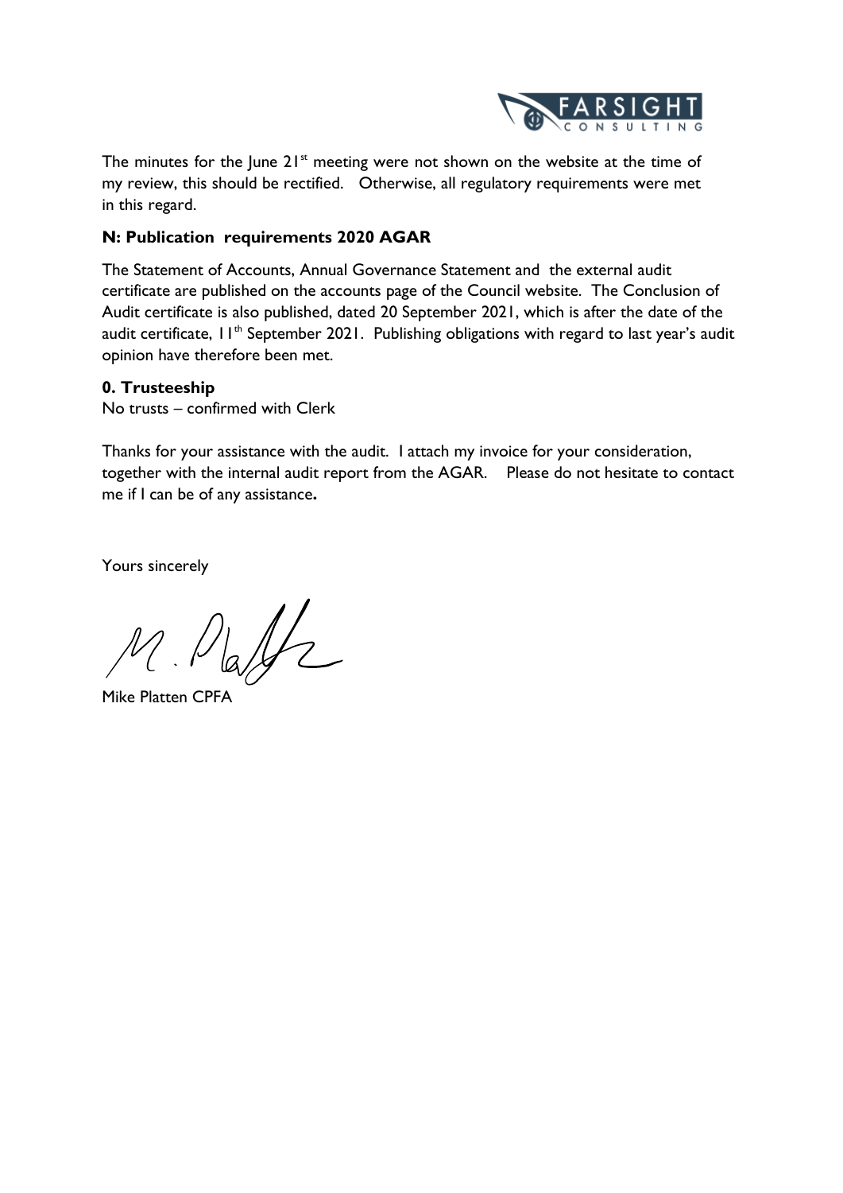The minutes for the June 21st meeting were not shown on the website at the time of my review, this should be rectified. Otherwise, all regulatory requirements were met in this regard.

**N: Publication requirements 2020 AGAR**

The Statement of Accounts, Annual Governance Statement and the external audit certificate are published on the accounts page of the Council website. The Conclusion of Audit certificate is also published, dated 20 September 2021, which is after the date of the audit certificate, 11th September 2021. Publishing obligations with regard to last year's audit opinion have therefore been met.

**0. Trusteeship**

No trusts – confirmed with Clerk

Thanks for your assistance with the audit. I attach my invoice for your consideration, together with the internal audit report from the AGAR. Please do not hesitate to contact me if I can be of any assistance**.**

Yours sincerely

Mike Platten CPFA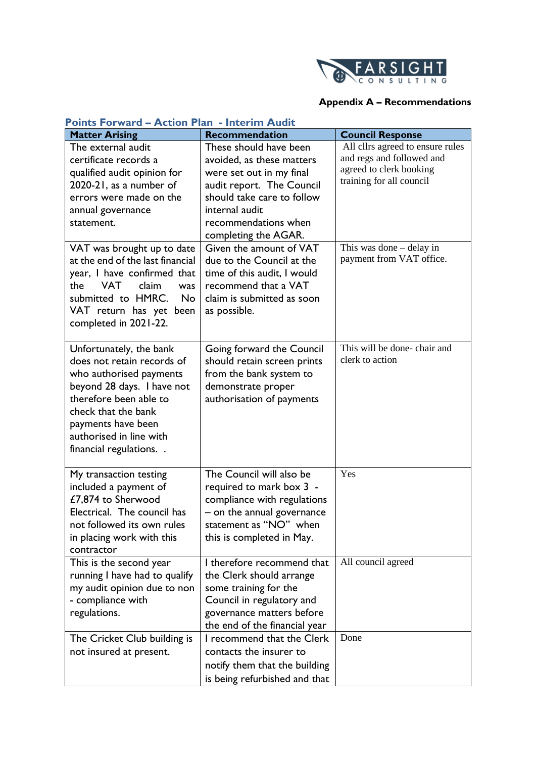**Appendix A – Recommendations**

## Points Forward – Action Plan - Interim Audit

| Matter Arising | Recommendation | Council Response |
|---|---|---|
| The external audit certificate records a qualified audit opinion for 2020-21, as a number of errors were made on the annual governance statement. | These should have been avoided, as these matters were set out in my final audit report. The Council should take care to follow internal audit recommendations when completing the AGAR. | All cllrs agreed to ensure rules and regs and followed and agreed to clerk booking training for all council |
| VAT was brought up to date at the end of the last financial year, I have confirmed that the VAT claim was submitted to HMRC. No VAT return has yet been completed in 2021-22. | Given the amount of VAT due to the Council at the time of this audit, I would recommend that a VAT claim is submitted as soon as possible. | This was done – delay in payment from VAT office. |
| Unfortunately, the bank does not retain records of who authorised payments beyond 28 days. I have not therefore been able to check that the bank payments have been authorised in line with financial regulations. . | Going forward the Council should retain screen prints from the bank system to demonstrate proper authorisation of payments | This will be done- chair and clerk to action |
| My transaction testing included a payment of £7,874 to Sherwood Electrical. The council has not followed its own rules in placing work with this contractor | The Council will also be required to mark box 3 - compliance with regulations – on the annual governance statement as "NO" when this is completed in May. | Yes |
| This is the second year running I have had to qualify my audit opinion due to non - compliance with regulations. | I therefore recommend that the Clerk should arrange some training for the Council in regulatory and governance matters before the end of the financial year | All council agreed |
| The Cricket Club building is not insured at present. | I recommend that the Clerk contacts the insurer to notify them that the building is being refurbished and that | Done |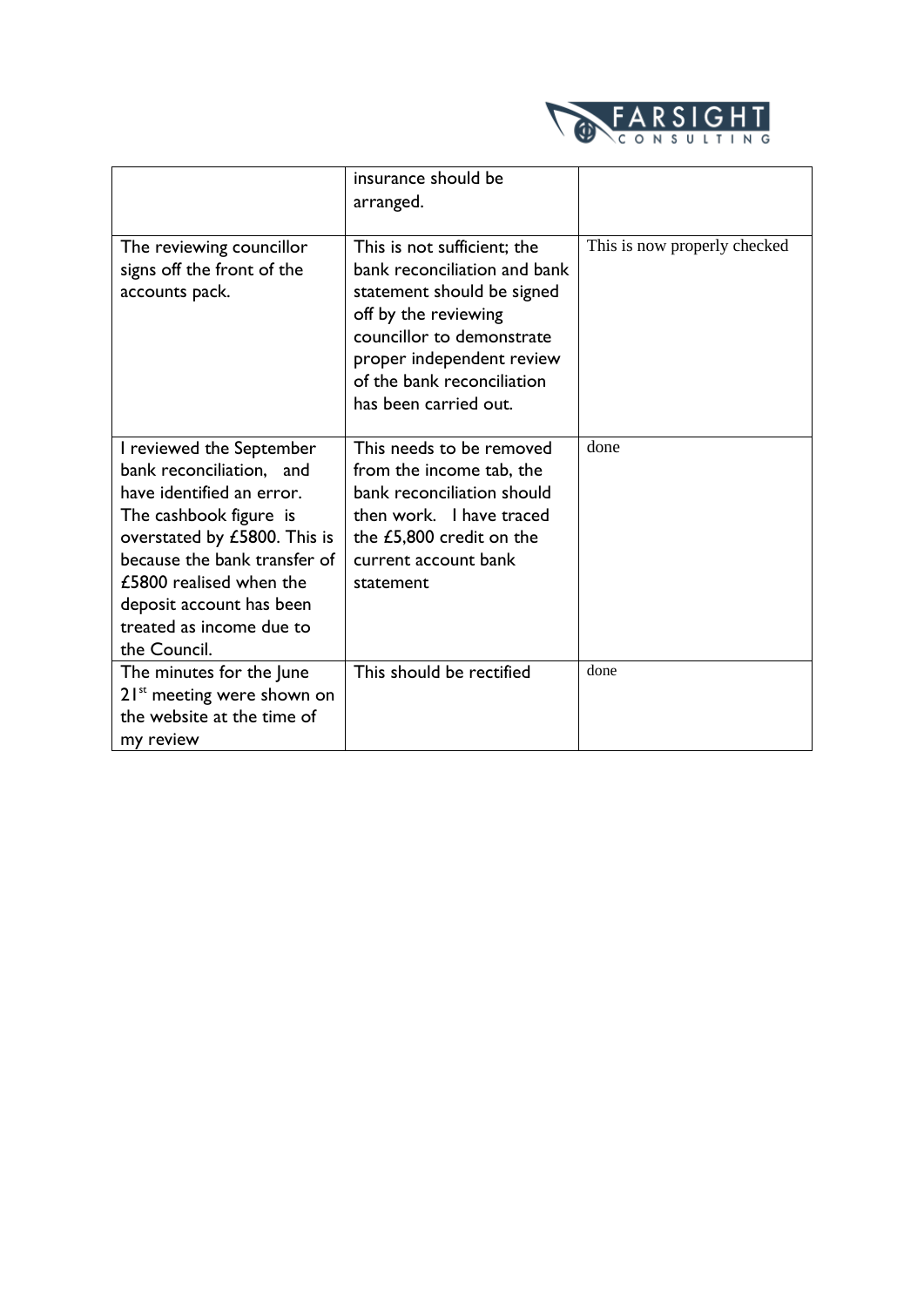|  |  |  |
|---|---|---|
|  | insurance should be arranged. |  |
| The reviewing councillor signs off the front of the accounts pack. | This is not sufficient; the bank reconciliation and bank statement should be signed off by the reviewing councillor to demonstrate proper independent review of the bank reconciliation has been carried out. | This is now properly checked |
| I reviewed the September bank reconciliation, and have identified an error. The cashbook figure is overstated by £5800. This is because the bank transfer of £5800 realised when the deposit account has been treated as income due to the Council. | This needs to be removed from the income tab, the bank reconciliation should then work. I have traced the £5,800 credit on the current account bank statement | done |
| The minutes for the June 21st meeting were shown on the website at the time of my review | This should be rectified | done |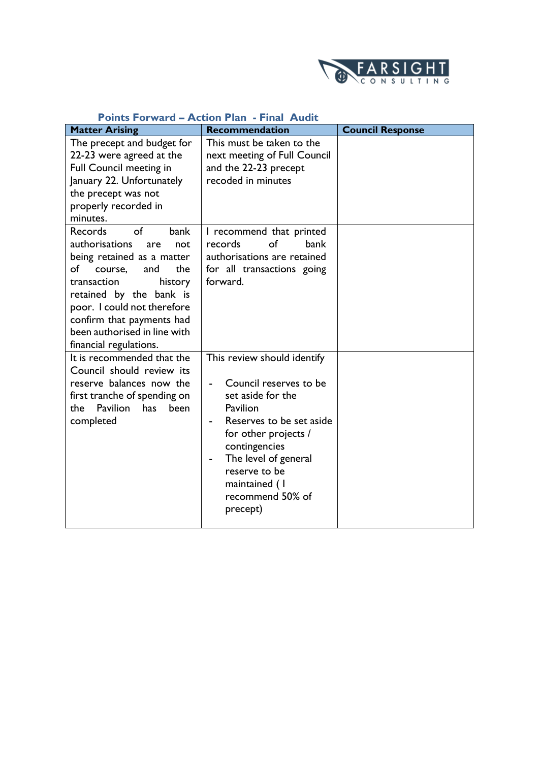### Points Forward – Action Plan - Final Audit

| Matter Arising | Recommendation | Council Response |
|---|---|---|
| The precept and budget for 22-23 were agreed at the Full Council meeting in January 22. Unfortunately the precept was not properly recorded in minutes. | This must be taken to the next meeting of Full Council and the 22-23 precept recoded in minutes | |
| Records of bank authorisations are not being retained as a matter of course, and the transaction history retained by the bank is poor. I could not therefore confirm that payments had been authorised in line with financial regulations. | I recommend that printed records of bank authorisations are retained for all transactions going forward. | |
| It is recommended that the Council should review its reserve balances now the first tranche of spending on the Pavilion has been completed | This review should identify<br>- Council reserves to be set aside for the Pavilion<br>- Reserves to be set aside for other projects / contingencies<br>- The level of general reserve to be maintained ( I recommend 50% of precept) | |